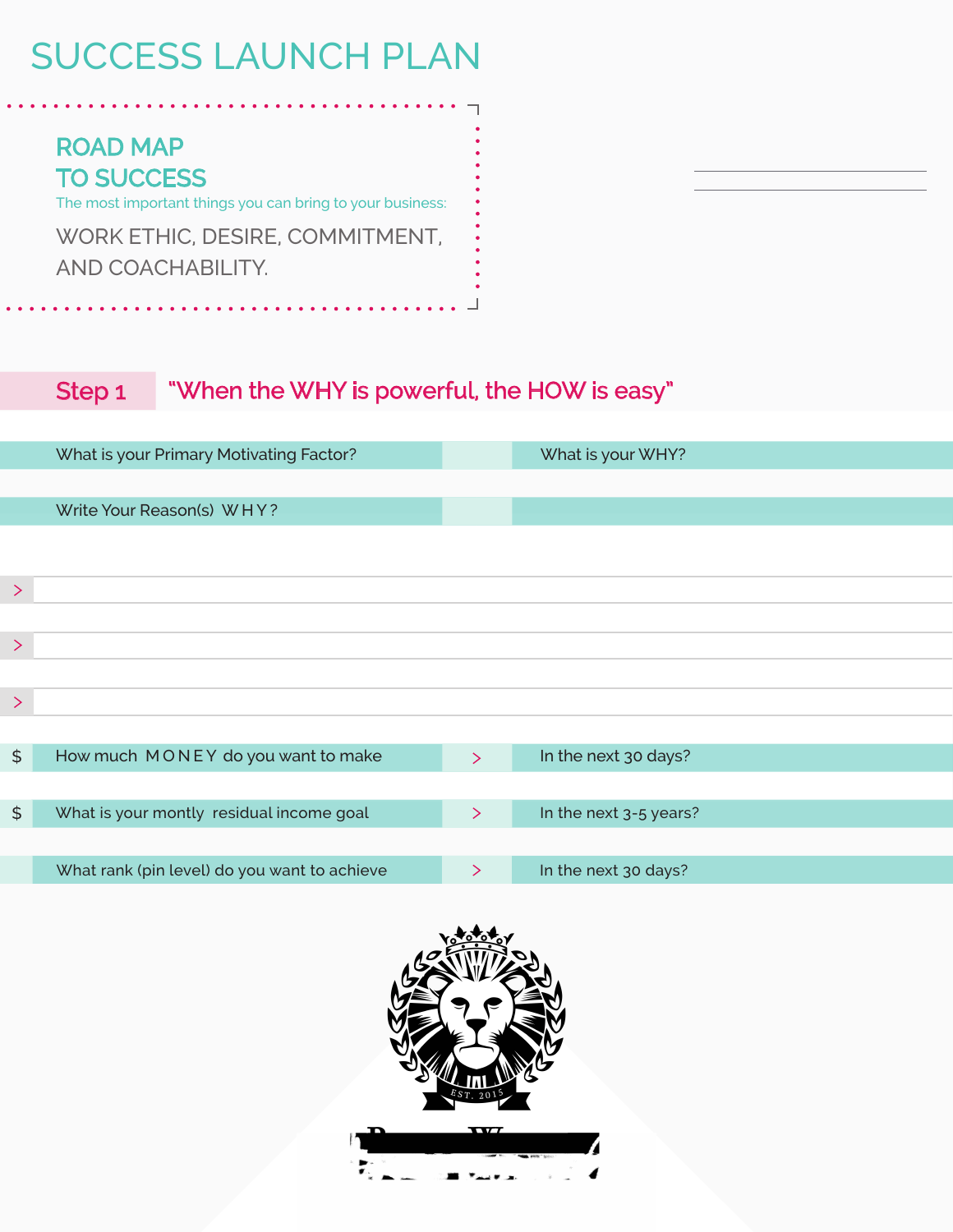# SUCCESS LAUNCH PLAN

## ROAD MAP TO SUCCESS

The most important things you can bring to your business:

WORK ETHIC, DESIRE, COMMITMENT, AND COACHABILITY.

## Step 1 "When the WHY is powerful, the HOW is easy"

| What is your Primary Motivating Factor? | | What is your WHY? |
|---|---|---|

| Write Your Reason(s) W H Y ? | | |
|---|---|---|

>

>

>

| $ | How much M O N E Y do you want to make | > | In the next 30 days? |
|---|---|---|---|
| $ | What is your montly residual income goal | > | In the next 3-5 years? |
| | What rank (pin level) do you want to achieve | > | In the next 30 days? |

EST. 2015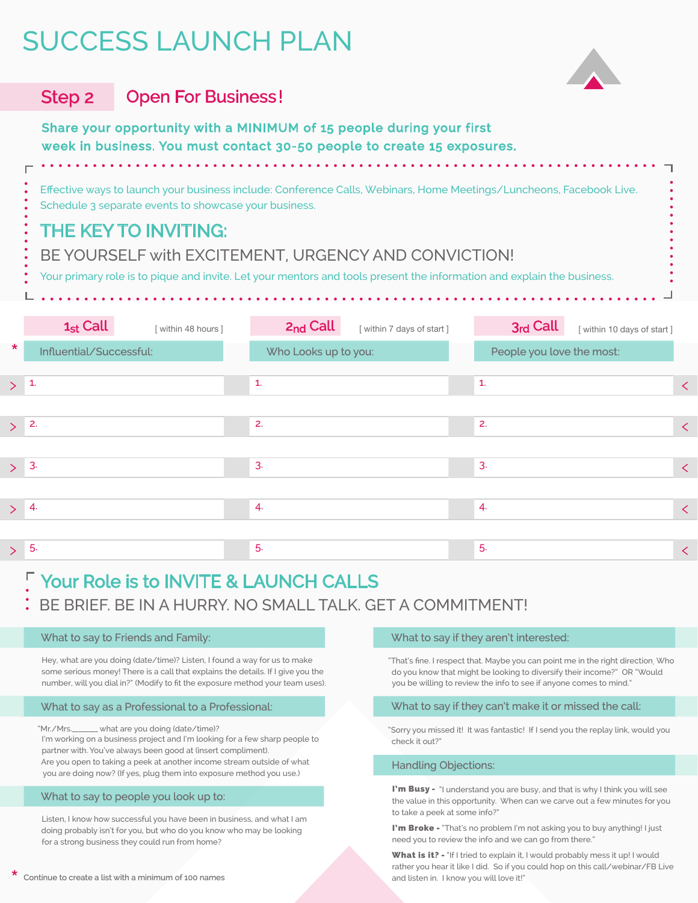# SUCCESS LAUNCH PLAN

## Step 2 Open For Business!

**Share your opportunity with a MINIMUM of 15 people during your first week in business. You must contact 30-50 people to create 15 exposures.**

Effective ways to launch your business include: Conference Calls, Webinars, Home Meetings/Luncheons, Facebook Live. Schedule 3 separate events to showcase your business.

### THE KEY TO INVITING:

BE YOURSELF with EXCITEMENT, URGENCY AND CONVICTION!

Your primary role is to pique and invite. Let your mentors and tools present the information and explain the business.

| 1st Call [ within 48 hours ] | 2nd Call [ within 7 days of start ] | 3rd Call [ within 10 days of start ] |
|---|---|---|
| * Influential/Successful: | Who Looks up to you: | People you love the most: |
| 1. | 1. | 1. |
| 2. | 2. | 2. |
| 3. | 3. | 3. |
| 4. | 4. | 4. |
| 5. | 5. | 5. |

## Your Role is to INVITE & LAUNCH CALLS

BE BRIEF. BE IN A HURRY. NO SMALL TALK. GET A COMMITMENT!

### What to say to Friends and Family:

Hey, what are you doing (date/time)? Listen, I found a way for us to make some serious money! There is a call that explains the details. If I give you the number, will you dial in?" (Modify to fit the exposure method your team uses).

### What to say as a Professional to a Professional:

"Mr./Mrs._______ what are you doing (date/time)?
I'm working on a business project and I'm looking for a few sharp people to partner with. You've always been good at (insert compliment).
Are you open to taking a peek at another income stream outside of what you are doing now? (If yes, plug them into exposure method you use.)

### What to say to people you look up to:

Listen, I know how successful you have been in business, and what I am doing probably isn't for you, but who do you know who may be looking for a strong business they could run from home?

### What to say if they aren't interested:

"That's fine. I respect that. Maybe you can point me in the right direction. Who do you know that might be looking to diversify their income?" OR "Would you be willing to review the info to see if anyone comes to mind."

### What to say if they can't make it or missed the call:

"Sorry you missed it! It was fantastic! If I send you the replay link, would you check it out?"

### Handling Objections:

**I'm Busy -** "I understand you are busy, and that is why I think you will see the value in this opportunity. When can we carve out a few minutes for you to take a peek at some info?"

**I'm Broke -** "That's no problem I'm not asking you to buy anything! I just need you to review the info and we can go from there."

**What is it? -** "If I tried to explain it, I would probably mess it up! I would rather you hear it like I did. So if you could hop on this call/webinar/FB Live and listen in. I know you will love it!"

* Continue to create a list with a minimum of 100 names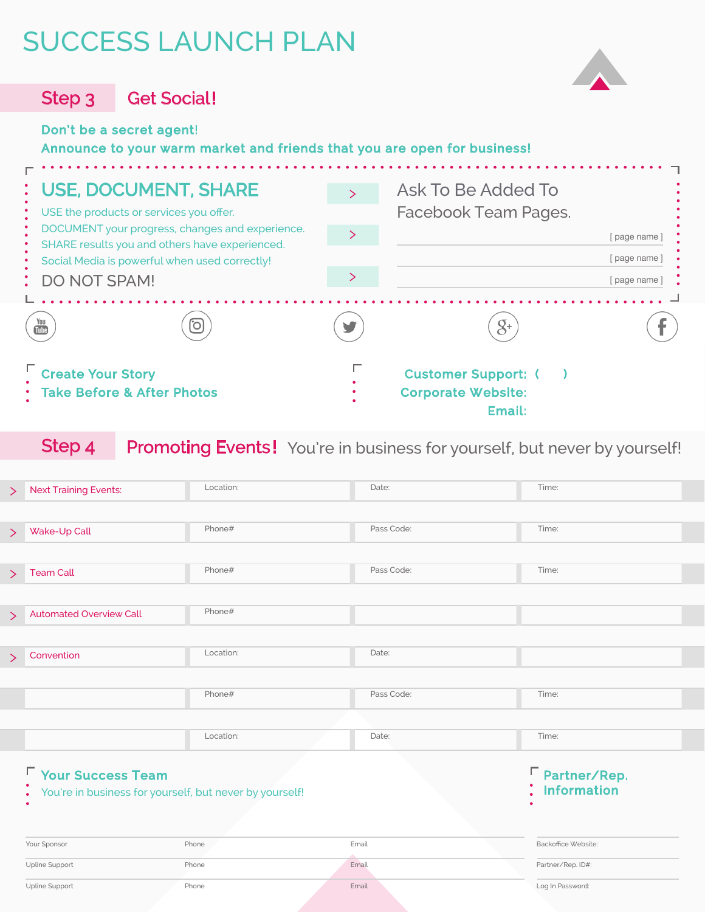# SUCCESS LAUNCH PLAN

## Step 3 Get Social!

**Don't be a secret agent!**
**Announce to your warm market and friends that you are open for business!**

### USE, DOCUMENT, SHARE

USE the products or services you offer.
DOCUMENT your progress, changes and experience.
SHARE results you and others have experienced.
Social Media is powerful when used correctly!

DO NOT SPAM!

### Ask To Be Added To Facebook Team Pages.

> [ page name ]

> [ page name ]

> [ page name ]

**Create Your Story**
**Take Before & After Photos**

**Customer Support: ( )**
**Corporate Website:**
**Email:**

## Step 4 Promoting Events! You're in business for yourself, but never by yourself!

| | | | |
|---|---|---|---|
| > Next Training Events: | Location: | Date: | Time: |
| > Wake-Up Call | Phone# | Pass Code: | Time: |
| > Team Call | Phone# | Pass Code: | Time: |
| > Automated Overview Call | Phone# | | |
| > Convention | Location: | Date: | |
| | Phone# | Pass Code: | Time: |
| | Location: | Date: | Time: |

### Your Success Team

You're in business for yourself, but never by yourself!

| | | |
|---|---|---|
| Your Sponsor | Phone | Email |
| Upline Support | Phone | Email |
| Upline Support | Phone | Email |

### Partner/Rep. Information

Backoffice Website:
Partner/Rep. ID#:
Log In Password: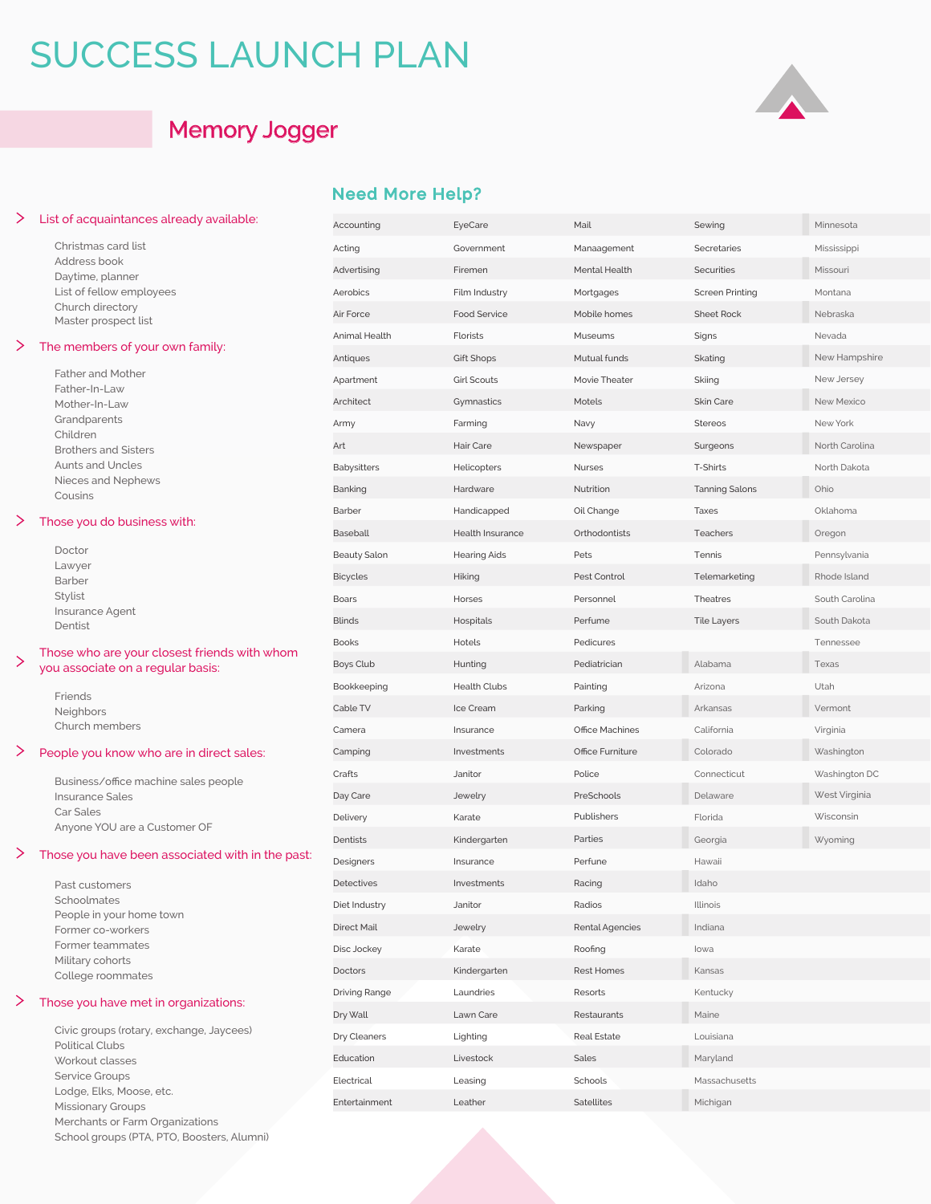# SUCCESS LAUNCH PLAN

## Memory Jogger

- List of acquaintances already available:
  - Christmas card list
  - Address book
  - Daytime, planner
  - List of fellow employees
  - Church directory
  - Master prospect list
- The members of your own family:
  - Father and Mother
  - Father-In-Law
  - Mother-In-Law
  - Grandparents
  - Children
  - Brothers and Sisters
  - Aunts and Uncles
  - Nieces and Nephews
  - Cousins
- Those you do business with:
  - Doctor
  - Lawyer
  - Barber
  - Stylist
  - Insurance Agent
  - Dentist
- Those who are your closest friends with whom you associate on a regular basis:
  - Friends
  - Neighbors
  - Church members
- People you know who are in direct sales:
  - Business/office machine sales people
  - Insurance Sales
  - Car Sales
  - Anyone YOU are a Customer OF
- Those you have been associated with in the past:
  - Past customers
  - Schoolmates
  - People in your home town
  - Former co-workers
  - Former teammates
  - Military cohorts
  - College roommates
- Those you have met in organizations:
  - Civic groups (rotary, exchange, Jaycees)
  - Political Clubs
  - Workout classes
  - Service Groups
  - Lodge, Elks, Moose, etc.
  - Missionary Groups
  - Merchants or Farm Organizations
  - School groups (PTA, PTO, Boosters, Alumni)

### Need More Help?

| | | | | |
|---|---|---|---|---|
| Accounting | EyeCare | Mail | Sewing | Minnesota |
| Acting | Government | Manaagement | Secretaries | Mississippi |
| Advertising | Firemen | Mental Health | Securities | Missouri |
| Aerobics | Film Industry | Mortgages | Screen Printing | Montana |
| Air Force | Food Service | Mobile homes | Sheet Rock | Nebraska |
| Animal Health | Florists | Museums | Signs | Nevada |
| Antiques | Gift Shops | Mutual funds | Skating | New Hampshire |
| Apartment | Girl Scouts | Movie Theater | Skiing | New Jersey |
| Architect | Gymnastics | Motels | Skin Care | New Mexico |
| Army | Farming | Navy | Stereos | New York |
| Art | Hair Care | Newspaper | Surgeons | North Carolina |
| Babysitters | Helicopters | Nurses | T-Shirts | North Dakota |
| Banking | Hardware | Nutrition | Tanning Salons | Ohio |
| Barber | Handicapped | Oil Change | Taxes | Oklahoma |
| Baseball | Health Insurance | Orthodontists | Teachers | Oregon |
| Beauty Salon | Hearing Aids | Pets | Tennis | Pennsylvania |
| Bicycles | Hiking | Pest Control | Telemarketing | Rhode Island |
| Boars | Horses | Personnel | Theatres | South Carolina |
| Blinds | Hospitals | Perfume | Tile Layers | South Dakota |
| Books | Hotels | Pedicures | | Tennessee |
| Boys Club | Hunting | Pediatrician | Alabama | Texas |
| Bookkeeping | Health Clubs | Painting | Arizona | Utah |
| Cable TV | Ice Cream | Parking | Arkansas | Vermont |
| Camera | Insurance | Office Machines | California | Virginia |
| Camping | Investments | Office Furniture | Colorado | Washington |
| Crafts | Janitor | Police | Connecticut | Washington DC |
| Day Care | Jewelry | PreSchools | Delaware | West Virginia |
| Delivery | Karate | Publishers | Florida | Wisconsin |
| Dentists | Kindergarten | Parties | Georgia | Wyoming |
| Designers | Insurance | Perfume | Hawaii | |
| Detectives | Investments | Racing | Idaho | |
| Diet Industry | Janitor | Radios | Illinois | |
| Direct Mail | Jewelry | Rental Agencies | Indiana | |
| Disc Jockey | Karate | Roofing | Iowa | |
| Doctors | Kindergarten | Rest Homes | Kansas | |
| Driving Range | Laundries | Resorts | Kentucky | |
| Dry Wall | Lawn Care | Restaurants | Maine | |
| Dry Cleaners | Lighting | Real Estate | Louisiana | |
| Education | Livestock | Sales | Maryland | |
| Electrical | Leasing | Schools | Massachusetts | |
| Entertainment | Leather | Satellites | Michigan | |